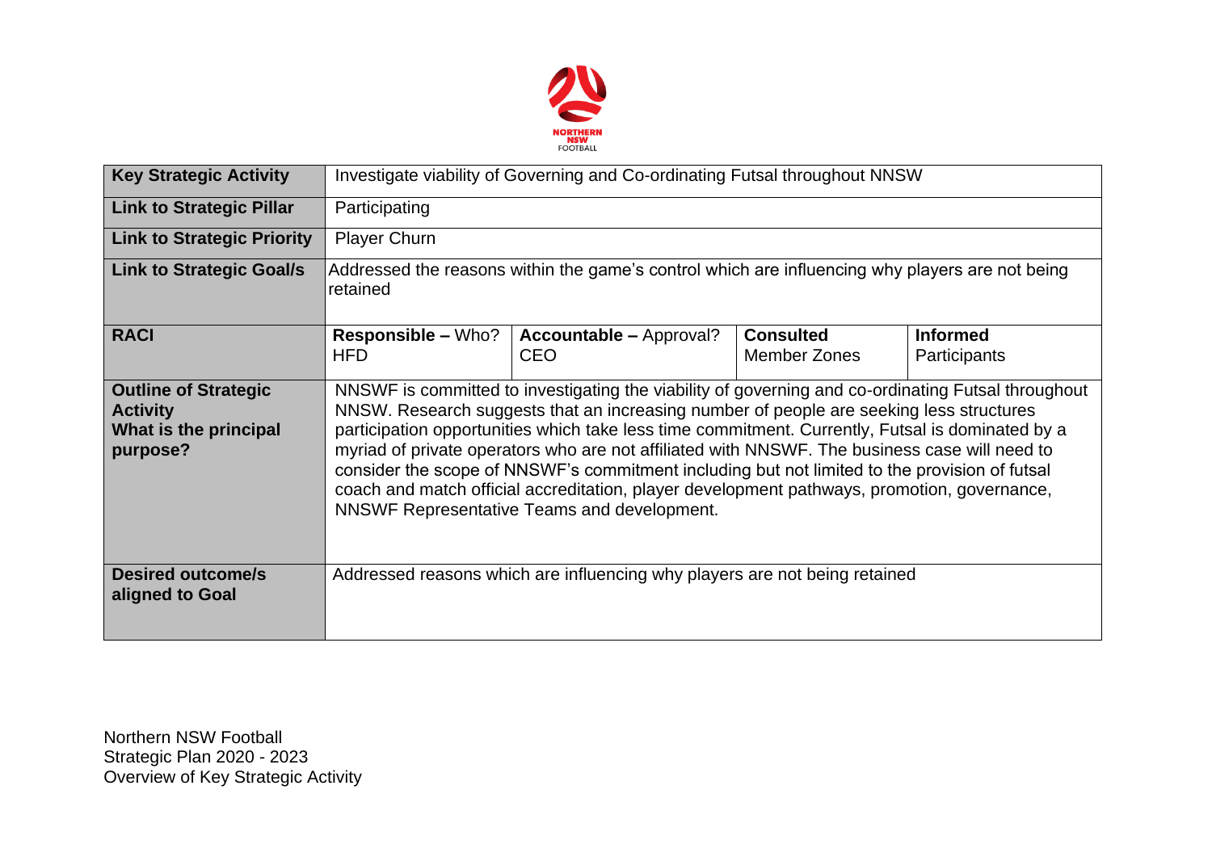NORTHERN NSW FOOTBALL

| Key Strategic Activity | Investigate viability of Governing and Co-ordinating Futsal throughout NNSW | | |
|---|---|---|---|
| **Link to Strategic Pillar** | Participating | | |
| **Link to Strategic Priority** | Player Churn | | |
| **Link to Strategic Goal/s** | Addressed the reasons within the game's control which are influencing why players are not being retained | | |
| **RACI** | **Responsible –** Who? HFD | **Accountable –** Approval? CEO | **Consulted** Member Zones | **Informed** Participants |
| **Outline of Strategic Activity What is the principal purpose?** | NNSWF is committed to investigating the viability of governing and co-ordinating Futsal throughout NNSW. Research suggests that an increasing number of people are seeking less structures participation opportunities which take less time commitment. Currently, Futsal is dominated by a myriad of private operators who are not affiliated with NNSWF. The business case will need to consider the scope of NNSWF's commitment including but not limited to the provision of futsal coach and match official accreditation, player development pathways, promotion, governance, NNSWF Representative Teams and development. | | |
| **Desired outcome/s aligned to Goal** | Addressed reasons which are influencing why players are not being retained | | |

Northern NSW Football
Strategic Plan 2020 - 2023
Overview of Key Strategic Activity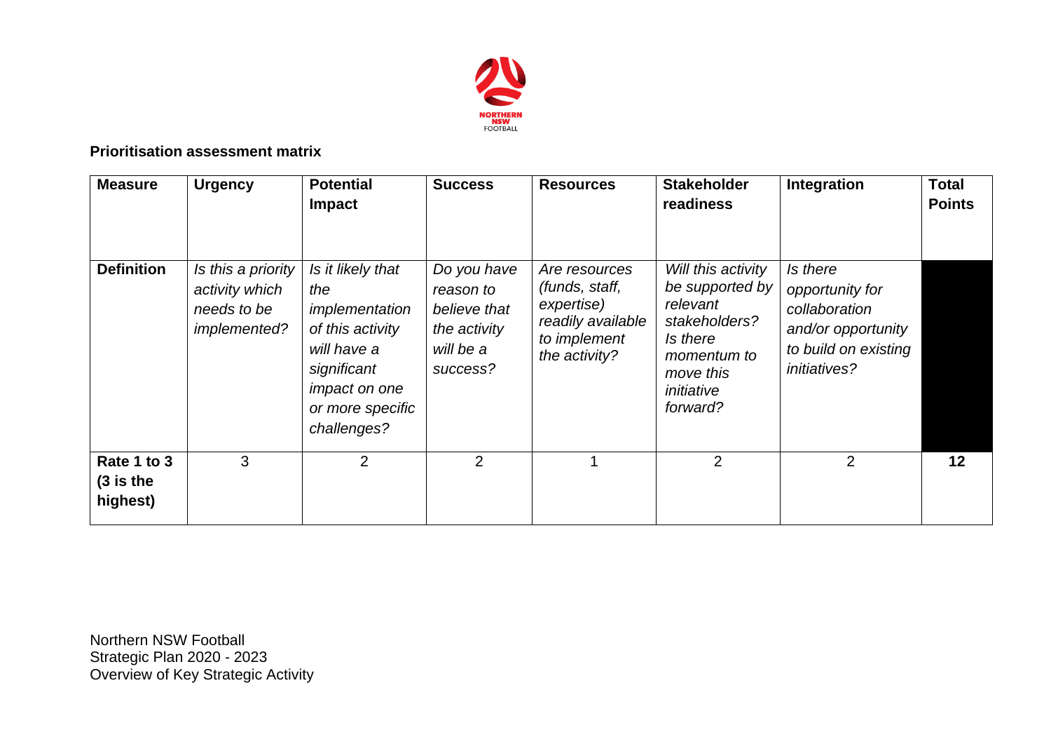**Prioritisation assessment matrix**

| **Measure** | **Urgency** | **Potential Impact** | **Success** | **Resources** | **Stakeholder readiness** | **Integration** | **Total Points** |
|---|---|---|---|---|---|---|---|
| **Definition** | *Is this a priority activity which needs to be implemented?* | *Is it likely that the implementation of this activity will have a significant impact on one or more specific challenges?* | *Do you have reason to believe that the activity will be a success?* | *Are resources (funds, staff, expertise) readily available to implement the activity?* | *Will this activity be supported by relevant stakeholders? Is there momentum to move this initiative forward?* | *Is there opportunity for collaboration and/or opportunity to build on existing initiatives?* | |
| **Rate 1 to 3 (3 is the highest)** | 3 | 2 | 2 | 1 | 2 | 2 | **12** |

Northern NSW Football
Strategic Plan 2020 - 2023
Overview of Key Strategic Activity